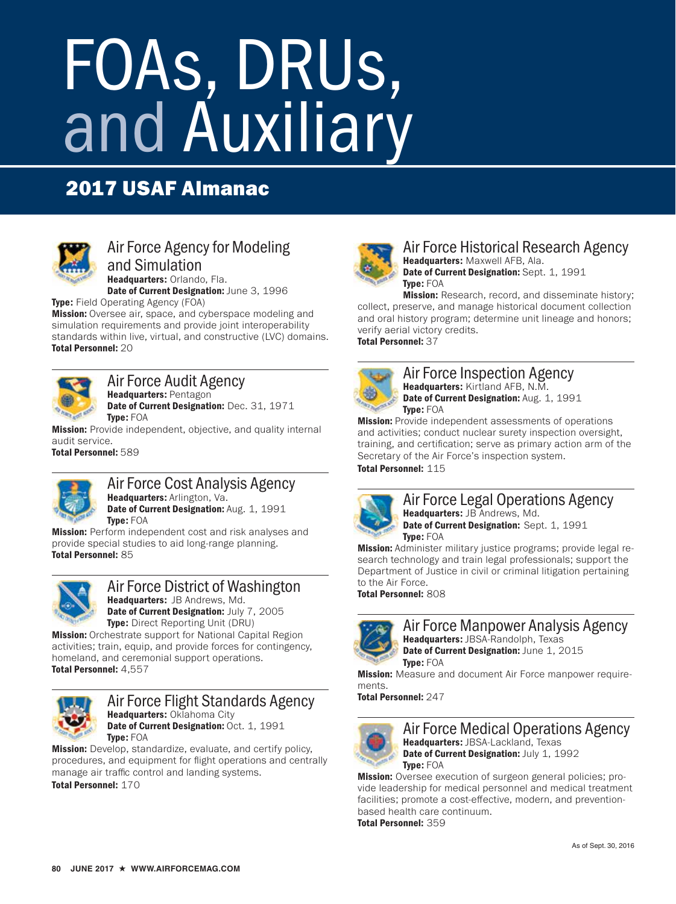# FOAs, DRUs, and Auxiliary

## 2017 USAF Almanac

### Air Force Agency for Modeling and Simulation

**Headquarters:** Orlando, Fla.
**Date of Current Designation:** June 3, 1996
**Type:** Field Operating Agency (FOA)
**Mission:** Oversee air, space, and cyberspace modeling and simulation requirements and provide joint interoperability standards within live, virtual, and constructive (LVC) domains.
**Total Personnel:** 20

### Air Force Audit Agency

**Headquarters:** Pentagon
**Date of Current Designation:** Dec. 31, 1971
**Type:** FOA
**Mission:** Provide independent, objective, and quality internal audit service.
**Total Personnel:** 589

### Air Force Cost Analysis Agency

**Headquarters:** Arlington, Va.
**Date of Current Designation:** Aug. 1, 1991
**Type:** FOA
**Mission:** Perform independent cost and risk analyses and provide special studies to aid long-range planning.
**Total Personnel:** 85

### Air Force District of Washington

**Headquarters:** JB Andrews, Md.
**Date of Current Designation:** July 7, 2005
**Type:** Direct Reporting Unit (DRU)
**Mission:** Orchestrate support for National Capital Region activities; train, equip, and provide forces for contingency, homeland, and ceremonial support operations.
**Total Personnel:** 4,557

### Air Force Flight Standards Agency

**Headquarters:** Oklahoma City
**Date of Current Designation:** Oct. 1, 1991
**Type:** FOA
**Mission:** Develop, standardize, evaluate, and certify policy, procedures, and equipment for flight operations and centrally manage air traffic control and landing systems.
**Total Personnel:** 170

### Air Force Historical Research Agency

**Headquarters:** Maxwell AFB, Ala.
**Date of Current Designation:** Sept. 1, 1991
**Type:** FOA
**Mission:** Research, record, and disseminate history; collect, preserve, and manage historical document collection and oral history program; determine unit lineage and honors; verify aerial victory credits.
**Total Personnel:** 37

### Air Force Inspection Agency

**Headquarters:** Kirtland AFB, N.M.
**Date of Current Designation:** Aug. 1, 1991
**Type:** FOA
**Mission:** Provide independent assessments of operations and activities; conduct nuclear surety inspection oversight, training, and certification; serve as primary action arm of the Secretary of the Air Force's inspection system.
**Total Personnel:** 115

### Air Force Legal Operations Agency

**Headquarters:** JB Andrews, Md.
**Date of Current Designation:** Sept. 1, 1991
**Type:** FOA
**Mission:** Administer military justice programs; provide legal research technology and train legal professionals; support the Department of Justice in civil or criminal litigation pertaining to the Air Force.
**Total Personnel:** 808

### Air Force Manpower Analysis Agency

**Headquarters:** JBSA-Randolph, Texas
**Date of Current Designation:** June 1, 2015
**Type:** FOA
**Mission:** Measure and document Air Force manpower requirements.
**Total Personnel:** 247

### Air Force Medical Operations Agency

**Headquarters:** JBSA-Lackland, Texas
**Date of Current Designation:** July 1, 1992
**Type:** FOA
**Mission:** Oversee execution of surgeon general policies; provide leadership for medical personnel and medical treatment facilities; promote a cost-effective, modern, and prevention-based health care continuum.
**Total Personnel:** 359

As of Sept. 30, 2016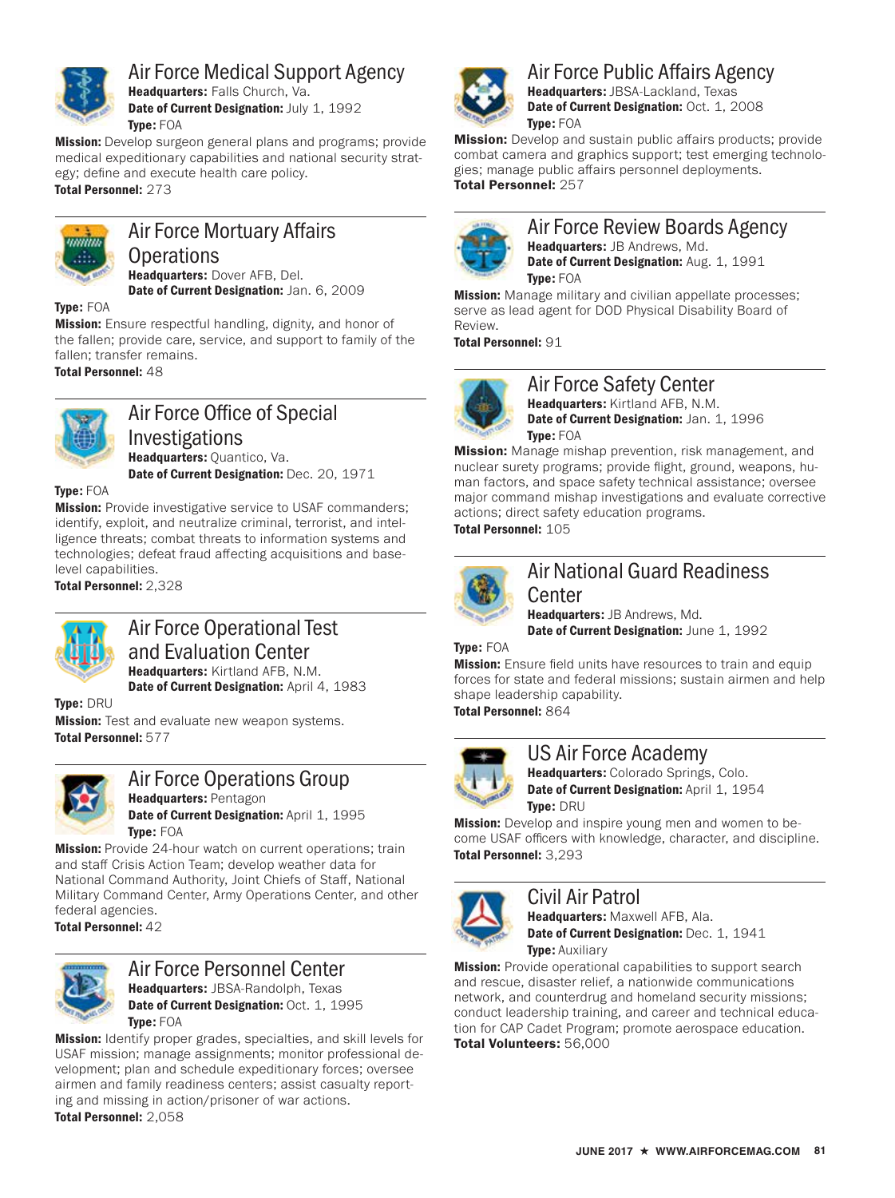## Air Force Medical Support Agency

**Headquarters:** Falls Church, Va.
**Date of Current Designation:** July 1, 1992
**Type:** FOA

**Mission:** Develop surgeon general plans and programs; provide medical expeditionary capabilities and national security strategy; define and execute health care policy.
**Total Personnel:** 273

## Air Force Mortuary Affairs Operations

**Headquarters:** Dover AFB, Del.
**Date of Current Designation:** Jan. 6, 2009
**Type:** FOA

**Mission:** Ensure respectful handling, dignity, and honor of the fallen; provide care, service, and support to family of the fallen; transfer remains.
**Total Personnel:** 48

## Air Force Office of Special Investigations

**Headquarters:** Quantico, Va.
**Date of Current Designation:** Dec. 20, 1971
**Type:** FOA

**Mission:** Provide investigative service to USAF commanders; identify, exploit, and neutralize criminal, terrorist, and intelligence threats; combat threats to information systems and technologies; defeat fraud affecting acquisitions and base-level capabilities.
**Total Personnel:** 2,328

## Air Force Operational Test and Evaluation Center

**Headquarters:** Kirtland AFB, N.M.
**Date of Current Designation:** April 4, 1983
**Type:** DRU

**Mission:** Test and evaluate new weapon systems.
**Total Personnel:** 577

## Air Force Operations Group

**Headquarters:** Pentagon
**Date of Current Designation:** April 1, 1995
**Type:** FOA

**Mission:** Provide 24-hour watch on current operations; train and staff Crisis Action Team; develop weather data for National Command Authority, Joint Chiefs of Staff, National Military Command Center, Army Operations Center, and other federal agencies.
**Total Personnel:** 42

## Air Force Personnel Center

**Headquarters:** JBSA-Randolph, Texas
**Date of Current Designation:** Oct. 1, 1995
**Type:** FOA

**Mission:** Identify proper grades, specialties, and skill levels for USAF mission; manage assignments; monitor professional development; plan and schedule expeditionary forces; oversee airmen and family readiness centers; assist casualty reporting and missing in action/prisoner of war actions.
**Total Personnel:** 2,058

## Air Force Public Affairs Agency

**Headquarters:** JBSA-Lackland, Texas
**Date of Current Designation:** Oct. 1, 2008
**Type:** FOA

**Mission:** Develop and sustain public affairs products; provide combat camera and graphics support; test emerging technologies; manage public affairs personnel deployments.
**Total Personnel:** 257

## Air Force Review Boards Agency

**Headquarters:** JB Andrews, Md.
**Date of Current Designation:** Aug. 1, 1991
**Type:** FOA

**Mission:** Manage military and civilian appellate processes; serve as lead agent for DOD Physical Disability Board of Review.
**Total Personnel:** 91

## Air Force Safety Center

**Headquarters:** Kirtland AFB, N.M.
**Date of Current Designation:** Jan. 1, 1996
**Type:** FOA

**Mission:** Manage mishap prevention, risk management, and nuclear surety programs; provide flight, ground, weapons, human factors, and space safety technical assistance; oversee major command mishap investigations and evaluate corrective actions; direct safety education programs.
**Total Personnel:** 105

## Air National Guard Readiness Center

**Headquarters:** JB Andrews, Md.
**Date of Current Designation:** June 1, 1992
**Type:** FOA

**Mission:** Ensure field units have resources to train and equip forces for state and federal missions; sustain airmen and help shape leadership capability.
**Total Personnel:** 864

## US Air Force Academy

**Headquarters:** Colorado Springs, Colo.
**Date of Current Designation:** April 1, 1954
**Type:** DRU

**Mission:** Develop and inspire young men and women to become USAF officers with knowledge, character, and discipline.
**Total Personnel:** 3,293

## Civil Air Patrol

**Headquarters:** Maxwell AFB, Ala.
**Date of Current Designation:** Dec. 1, 1941
**Type:** Auxiliary

**Mission:** Provide operational capabilities to support search and rescue, disaster relief, a nationwide communications network, and counterdrug and homeland security missions; conduct leadership training, and career and technical education for CAP Cadet Program; promote aerospace education.
**Total Volunteers:** 56,000